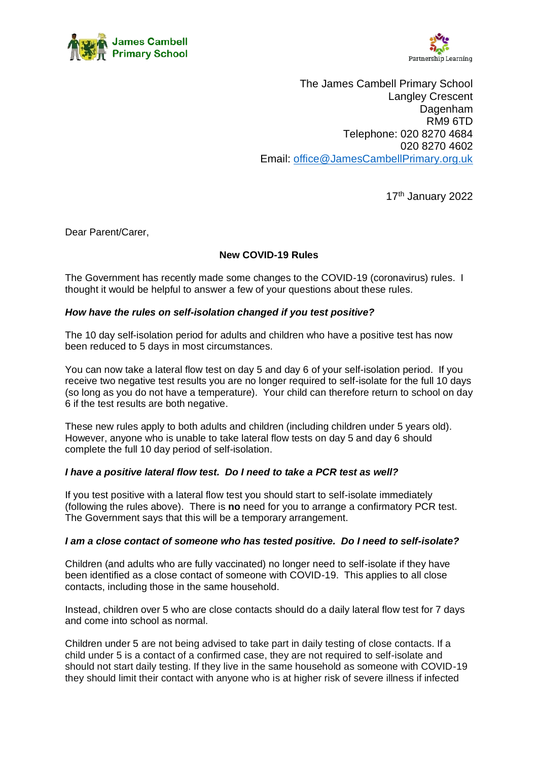James Cambell Primary School

Partnership Learning

The James Cambell Primary School
Langley Crescent
Dagenham
RM9 6TD
Telephone: 020 8270 4684
020 8270 4602
Email: office@JamesCambellPrimary.org.uk

17th January 2022

Dear Parent/Carer,

**New COVID-19 Rules**

The Government has recently made some changes to the COVID-19 (coronavirus) rules. I thought it would be helpful to answer a few of your questions about these rules.

***How have the rules on self-isolation changed if you test positive?***

The 10 day self-isolation period for adults and children who have a positive test has now been reduced to 5 days in most circumstances.

You can now take a lateral flow test on day 5 and day 6 of your self-isolation period. If you receive two negative test results you are no longer required to self-isolate for the full 10 days (so long as you do not have a temperature). Your child can therefore return to school on day 6 if the test results are both negative.

These new rules apply to both adults and children (including children under 5 years old). However, anyone who is unable to take lateral flow tests on day 5 and day 6 should complete the full 10 day period of self-isolation.

***I have a positive lateral flow test. Do I need to take a PCR test as well?***

If you test positive with a lateral flow test you should start to self-isolate immediately (following the rules above). There is **no** need for you to arrange a confirmatory PCR test. The Government says that this will be a temporary arrangement.

***I am a close contact of someone who has tested positive. Do I need to self-isolate?***

Children (and adults who are fully vaccinated) no longer need to self-isolate if they have been identified as a close contact of someone with COVID-19. This applies to all close contacts, including those in the same household.

Instead, children over 5 who are close contacts should do a daily lateral flow test for 7 days and come into school as normal.

Children under 5 are not being advised to take part in daily testing of close contacts. If a child under 5 is a contact of a confirmed case, they are not required to self-isolate and should not start daily testing. If they live in the same household as someone with COVID-19 they should limit their contact with anyone who is at higher risk of severe illness if infected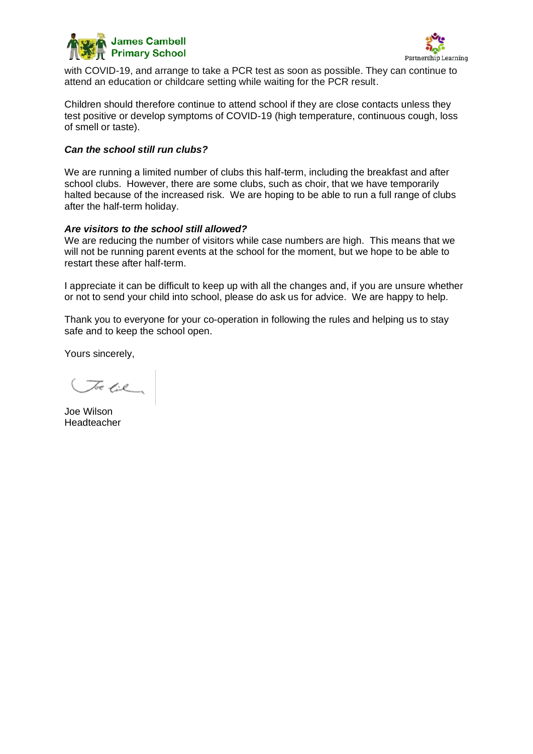with COVID-19, and arrange to take a PCR test as soon as possible. They can continue to attend an education or childcare setting while waiting for the PCR result.

Children should therefore continue to attend school if they are close contacts unless they test positive or develop symptoms of COVID-19 (high temperature, continuous cough, loss of smell or taste).

***Can the school still run clubs?***

We are running a limited number of clubs this half-term, including the breakfast and after school clubs. However, there are some clubs, such as choir, that we have temporarily halted because of the increased risk. We are hoping to be able to run a full range of clubs after the half-term holiday.

***Are visitors to the school still allowed?***

We are reducing the number of visitors while case numbers are high. This means that we will not be running parent events at the school for the moment, but we hope to be able to restart these after half-term.

I appreciate it can be difficult to keep up with all the changes and, if you are unsure whether or not to send your child into school, please do ask us for advice. We are happy to help.

Thank you to everyone for your co-operation in following the rules and helping us to stay safe and to keep the school open.

Yours sincerely,

Joe Wilson
Headteacher